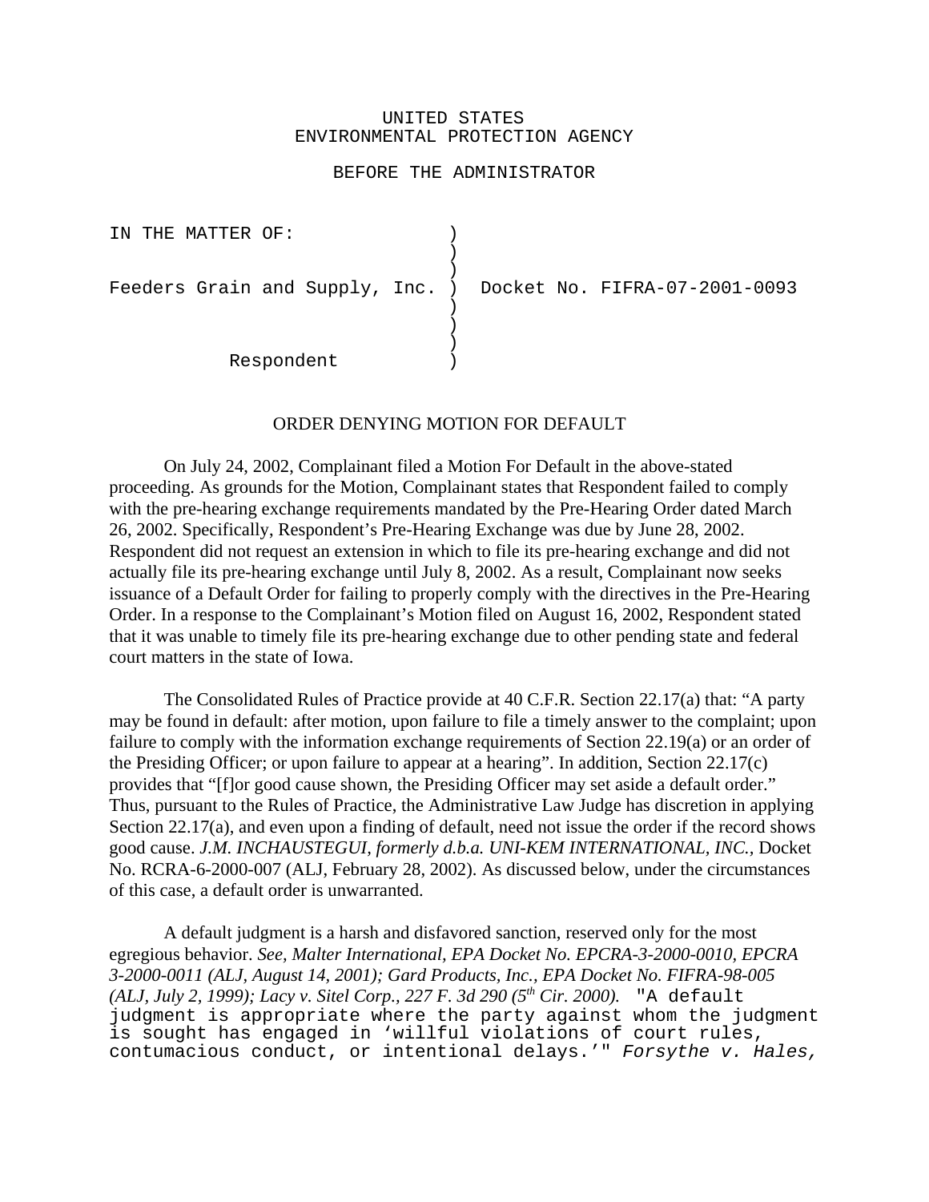UNITED STATES
ENVIRONMENTAL PROTECTION AGENCY

BEFORE THE ADMINISTRATOR

```
IN THE MATTER OF:                  )
                                   )
                                   )
Feeders Grain and Supply, Inc.     )  Docket No. FIFRA-07-2001-0093
                                   )
                                   )
                                   )
            Respondent             )
```

## ORDER DENYING MOTION FOR DEFAULT

On July 24, 2002, Complainant filed a Motion For Default in the above-stated proceeding. As grounds for the Motion, Complainant states that Respondent failed to comply with the pre-hearing exchange requirements mandated by the Pre-Hearing Order dated March 26, 2002. Specifically, Respondent's Pre-Hearing Exchange was due by June 28, 2002. Respondent did not request an extension in which to file its pre-hearing exchange and did not actually file its pre-hearing exchange until July 8, 2002. As a result, Complainant now seeks issuance of a Default Order for failing to properly comply with the directives in the Pre-Hearing Order. In a response to the Complainant's Motion filed on August 16, 2002, Respondent stated that it was unable to timely file its pre-hearing exchange due to other pending state and federal court matters in the state of Iowa.

The Consolidated Rules of Practice provide at 40 C.F.R. Section 22.17(a) that: "A party may be found in default: after motion, upon failure to file a timely answer to the complaint; upon failure to comply with the information exchange requirements of Section 22.19(a) or an order of the Presiding Officer; or upon failure to appear at a hearing". In addition, Section 22.17(c) provides that "[f]or good cause shown, the Presiding Officer may set aside a default order." Thus, pursuant to the Rules of Practice, the Administrative Law Judge has discretion in applying Section 22.17(a), and even upon a finding of default, need not issue the order if the record shows good cause. *J.M. INCHAUSTEGUI, formerly d.b.a. UNI-KEM INTERNATIONAL, INC.*, Docket No. RCRA-6-2000-007 (ALJ, February 28, 2002). As discussed below, under the circumstances of this case, a default order is unwarranted.

A default judgment is a harsh and disfavored sanction, reserved only for the most egregious behavior. *See, Malter International, EPA Docket No. EPCRA-3-2000-0010, EPCRA 3-2000-0011 (ALJ, August 14, 2001); Gard Products, Inc., EPA Docket No. FIFRA-98-005 (ALJ, July 2, 1999); Lacy v. Sitel Corp., 227 F. 3d 290 (5th Cir. 2000).* "A default judgment is appropriate where the party against whom the judgment is sought has engaged in 'willful violations of court rules, contumacious conduct, or intentional delays.'" *Forsythe v. Hales,*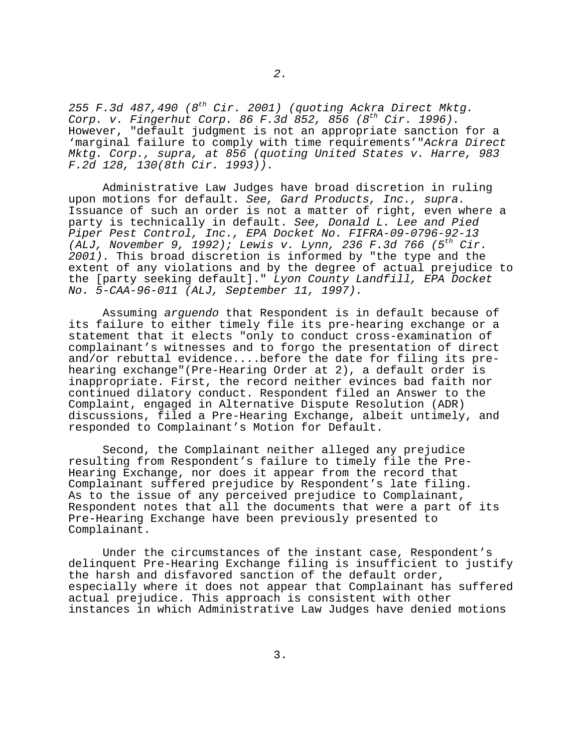*255 F.3d 487,490 (8th Cir. 2001) (quoting Ackra Direct Mktg. Corp. v. Fingerhut Corp. 86 F.3d 852, 856 (8th Cir. 1996).* However, "default judgment is not an appropriate sanction for a 'marginal failure to comply with time requirements'"*Ackra Direct Mktg. Corp., supra, at 856 (quoting United States v. Harre, 983 F.2d 128, 130(8th Cir. 1993)).*

Administrative Law Judges have broad discretion in ruling upon motions for default. *See, Gard Products, Inc., supra.* Issuance of such an order is not a matter of right, even where a party is technically in default. *See, Donald L. Lee and Pied Piper Pest Control, Inc., EPA Docket No. FIFRA-09-0796-92-13 (ALJ, November 9, 1992); Lewis v. Lynn, 236 F.3d 766 (5th Cir. 2001).* This broad discretion is informed by "the type and the extent of any violations and by the degree of actual prejudice to the [party seeking default]." *Lyon County Landfill, EPA Docket No. 5-CAA-96-011 (ALJ, September 11, 1997).*

Assuming *arguendo* that Respondent is in default because of its failure to either timely file its pre-hearing exchange or a statement that it elects "only to conduct cross-examination of complainant's witnesses and to forgo the presentation of direct and/or rebuttal evidence....before the date for filing its pre-hearing exchange"(Pre-Hearing Order at 2), a default order is inappropriate. First, the record neither evinces bad faith nor continued dilatory conduct. Respondent filed an Answer to the Complaint, engaged in Alternative Dispute Resolution (ADR) discussions, filed a Pre-Hearing Exchange, albeit untimely, and responded to Complainant's Motion for Default.

Second, the Complainant neither alleged any prejudice resulting from Respondent's failure to timely file the Pre-Hearing Exchange, nor does it appear from the record that Complainant suffered prejudice by Respondent's late filing. As to the issue of any perceived prejudice to Complainant, Respondent notes that all the documents that were a part of its Pre-Hearing Exchange have been previously presented to Complainant.

Under the circumstances of the instant case, Respondent's delinquent Pre-Hearing Exchange filing is insufficient to justify the harsh and disfavored sanction of the default order, especially where it does not appear that Complainant has suffered actual prejudice. This approach is consistent with other instances in which Administrative Law Judges have denied motions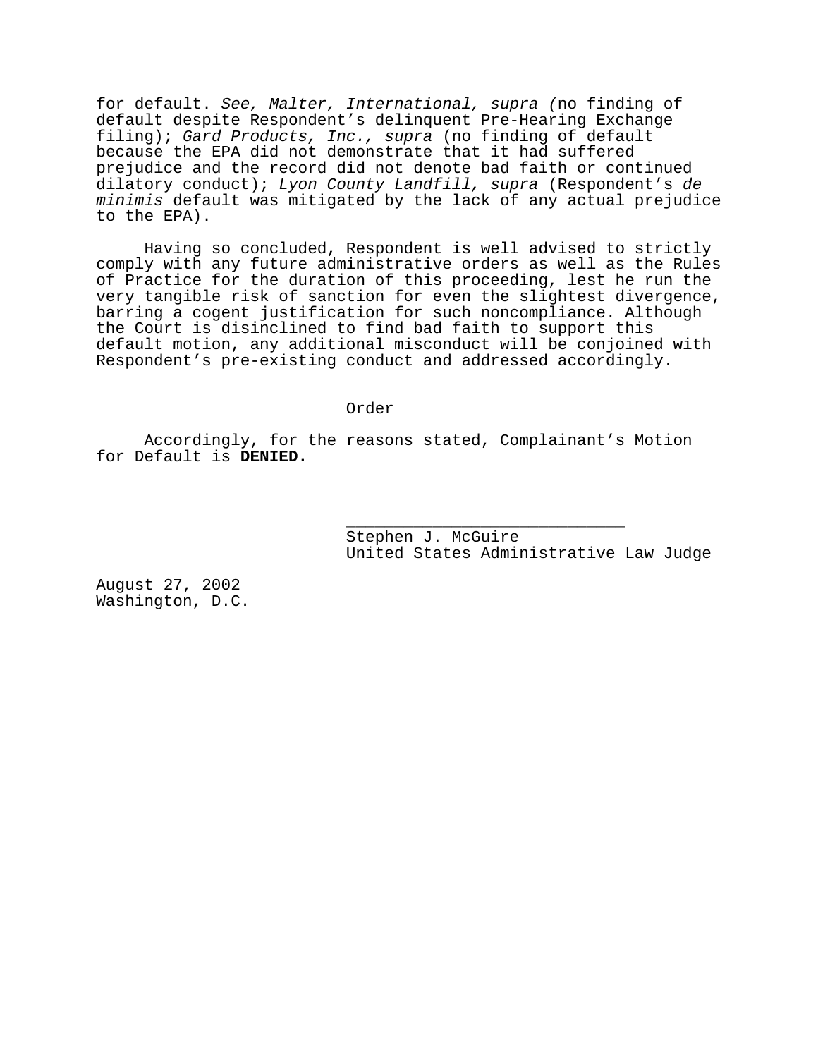for default. *See, Malter, International, supra (*no finding of default despite Respondent's delinquent Pre-Hearing Exchange filing); *Gard Products, Inc., supra* (no finding of default because the EPA did not demonstrate that it had suffered prejudice and the record did not denote bad faith or continued dilatory conduct); *Lyon County Landfill, supra* (Respondent's *de minimis* default was mitigated by the lack of any actual prejudice to the EPA).

Having so concluded, Respondent is well advised to strictly comply with any future administrative orders as well as the Rules of Practice for the duration of this proceeding, lest he run the very tangible risk of sanction for even the slightest divergence, barring a cogent justification for such noncompliance. Although the Court is disinclined to find bad faith to support this default motion, any additional misconduct will be conjoined with Respondent's pre-existing conduct and addressed accordingly.

Order

Accordingly, for the reasons stated, Complainant's Motion for Default is **DENIED.**

\_\_\_\_\_\_\_\_\_\_\_\_\_\_\_\_\_\_\_\_\_\_\_\_\_\_\_\_\_\_
Stephen J. McGuire
United States Administrative Law Judge

August 27, 2002
Washington, D.C.